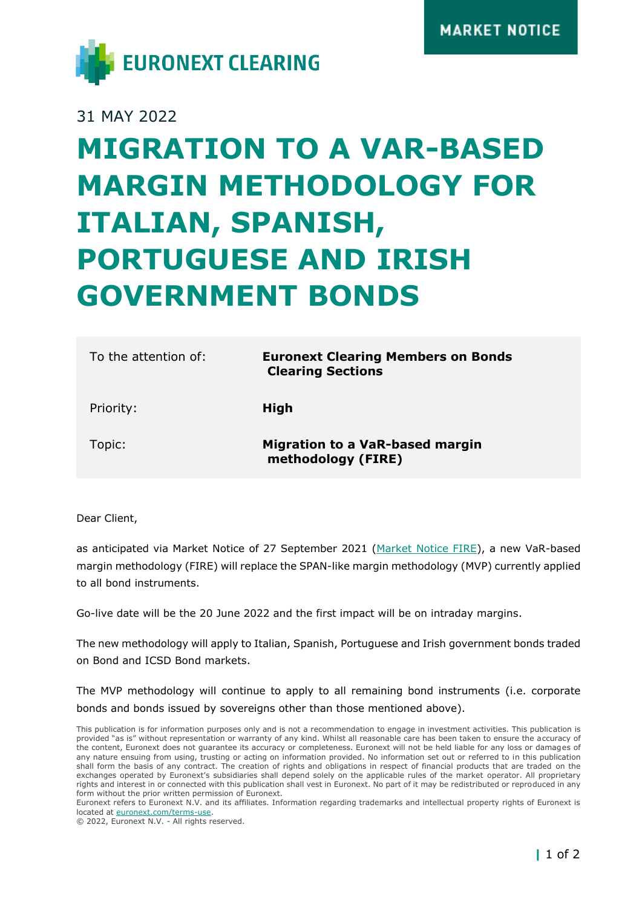EURONEXT CLEARING

MARKET NOTICE

31 MAY 2022

# MIGRATION TO A VAR-BASED MARGIN METHODOLOGY FOR ITALIAN, SPANISH, PORTUGUESE AND IRISH GOVERNMENT BONDS

| | |
|---|---|
| To the attention of: | **Euronext Clearing Members on Bonds Clearing Sections** |
| Priority: | **High** |
| Topic: | **Migration to a VaR-based margin methodology (FIRE)** |

Dear Client,

as anticipated via Market Notice of 27 September 2021 (Market Notice FIRE), a new VaR-based margin methodology (FIRE) will replace the SPAN-like margin methodology (MVP) currently applied to all bond instruments.

Go-live date will be the 20 June 2022 and the first impact will be on intraday margins.

The new methodology will apply to Italian, Spanish, Portuguese and Irish government bonds traded on Bond and ICSD Bond markets.

The MVP methodology will continue to apply to all remaining bond instruments (i.e. corporate bonds and bonds issued by sovereigns other than those mentioned above).

This publication is for information purposes only and is not a recommendation to engage in investment activities. This publication is provided "as is" without representation or warranty of any kind. Whilst all reasonable care has been taken to ensure the accuracy of the content, Euronext does not guarantee its accuracy or completeness. Euronext will not be held liable for any loss or damages of any nature ensuing from using, trusting or acting on information provided. No information set out or referred to in this publication shall form the basis of any contract. The creation of rights and obligations in respect of financial products that are traded on the exchanges operated by Euronext's subsidiaries shall depend solely on the applicable rules of the market operator. All proprietary rights and interest in or connected with this publication shall vest in Euronext. No part of it may be redistributed or reproduced in any form without the prior written permission of Euronext.
Euronext refers to Euronext N.V. and its affiliates. Information regarding trademarks and intellectual property rights of Euronext is located at euronext.com/terms-use.
© 2022, Euronext N.V. - All rights reserved.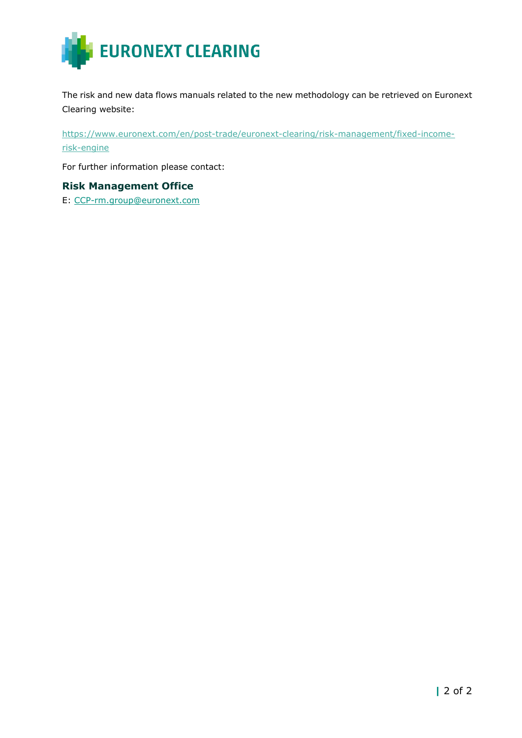The risk and new data flows manuals related to the new methodology can be retrieved on Euronext Clearing website:

https://www.euronext.com/en/post-trade/euronext-clearing/risk-management/fixed-income-risk-engine

For further information please contact:

**Risk Management Office**

E: CCP-rm.group@euronext.com